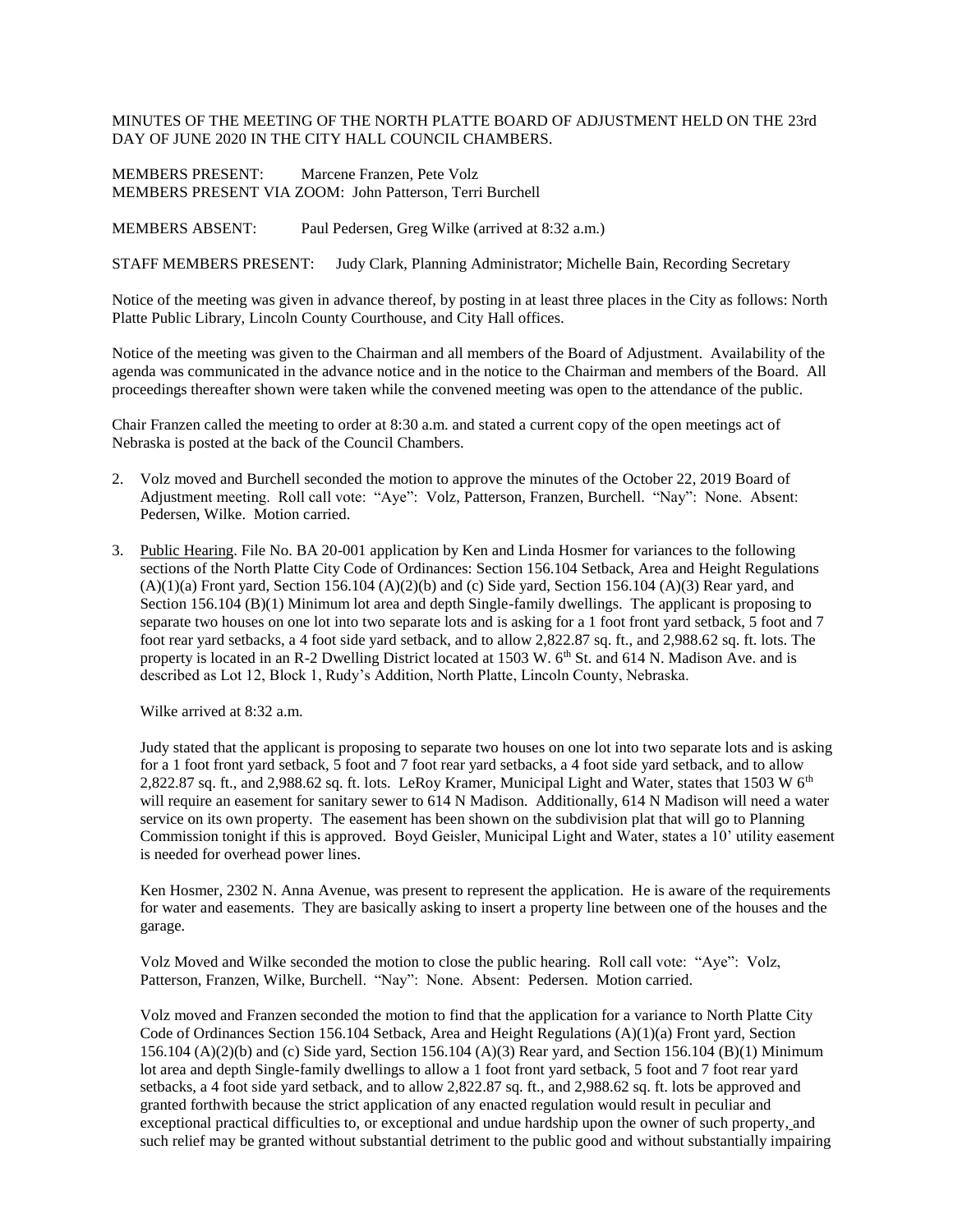MINUTES OF THE MEETING OF THE NORTH PLATTE BOARD OF ADJUSTMENT HELD ON THE 23rd DAY OF JUNE 2020 IN THE CITY HALL COUNCIL CHAMBERS.

MEMBERS PRESENT: Marcene Franzen, Pete Volz
MEMBERS PRESENT VIA ZOOM: John Patterson, Terri Burchell

MEMBERS ABSENT: Paul Pedersen, Greg Wilke (arrived at 8:32 a.m.)

STAFF MEMBERS PRESENT: Judy Clark, Planning Administrator; Michelle Bain, Recording Secretary

Notice of the meeting was given in advance thereof, by posting in at least three places in the City as follows: North Platte Public Library, Lincoln County Courthouse, and City Hall offices.

Notice of the meeting was given to the Chairman and all members of the Board of Adjustment. Availability of the agenda was communicated in the advance notice and in the notice to the Chairman and members of the Board. All proceedings thereafter shown were taken while the convened meeting was open to the attendance of the public.

Chair Franzen called the meeting to order at 8:30 a.m. and stated a current copy of the open meetings act of Nebraska is posted at the back of the Council Chambers.

2. Volz moved and Burchell seconded the motion to approve the minutes of the October 22, 2019 Board of Adjustment meeting. Roll call vote: "Aye": Volz, Patterson, Franzen, Burchell. "Nay": None. Absent: Pedersen, Wilke. Motion carried.

3. Public Hearing. File No. BA 20-001 application by Ken and Linda Hosmer for variances to the following sections of the North Platte City Code of Ordinances: Section 156.104 Setback, Area and Height Regulations (A)(1)(a) Front yard, Section 156.104 (A)(2)(b) and (c) Side yard, Section 156.104 (A)(3) Rear yard, and Section 156.104 (B)(1) Minimum lot area and depth Single-family dwellings. The applicant is proposing to separate two houses on one lot into two separate lots and is asking for a 1 foot front yard setback, 5 foot and 7 foot rear yard setbacks, a 4 foot side yard setback, and to allow 2,822.87 sq. ft., and 2,988.62 sq. ft. lots. The property is located in an R-2 Dwelling District located at 1503 W. 6th St. and 614 N. Madison Ave. and is described as Lot 12, Block 1, Rudy's Addition, North Platte, Lincoln County, Nebraska.

   Wilke arrived at 8:32 a.m.

   Judy stated that the applicant is proposing to separate two houses on one lot into two separate lots and is asking for a 1 foot front yard setback, 5 foot and 7 foot rear yard setbacks, a 4 foot side yard setback, and to allow 2,822.87 sq. ft., and 2,988.62 sq. ft. lots. LeRoy Kramer, Municipal Light and Water, states that 1503 W 6th will require an easement for sanitary sewer to 614 N Madison. Additionally, 614 N Madison will need a water service on its own property. The easement has been shown on the subdivision plat that will go to Planning Commission tonight if this is approved. Boyd Geisler, Municipal Light and Water, states a 10' utility easement is needed for overhead power lines.

   Ken Hosmer, 2302 N. Anna Avenue, was present to represent the application. He is aware of the requirements for water and easements. They are basically asking to insert a property line between one of the houses and the garage.

   Volz Moved and Wilke seconded the motion to close the public hearing. Roll call vote: "Aye": Volz, Patterson, Franzen, Wilke, Burchell. "Nay": None. Absent: Pedersen. Motion carried.

   Volz moved and Franzen seconded the motion to find that the application for a variance to North Platte City Code of Ordinances Section 156.104 Setback, Area and Height Regulations (A)(1)(a) Front yard, Section 156.104 (A)(2)(b) and (c) Side yard, Section 156.104 (A)(3) Rear yard, and Section 156.104 (B)(1) Minimum lot area and depth Single-family dwellings to allow a 1 foot front yard setback, 5 foot and 7 foot rear yard setbacks, a 4 foot side yard setback, and to allow 2,822.87 sq. ft., and 2,988.62 sq. ft. lots be approved and granted forthwith because the strict application of any enacted regulation would result in peculiar and exceptional practical difficulties to, or exceptional and undue hardship upon the owner of such property, and such relief may be granted without substantial detriment to the public good and without substantially impairing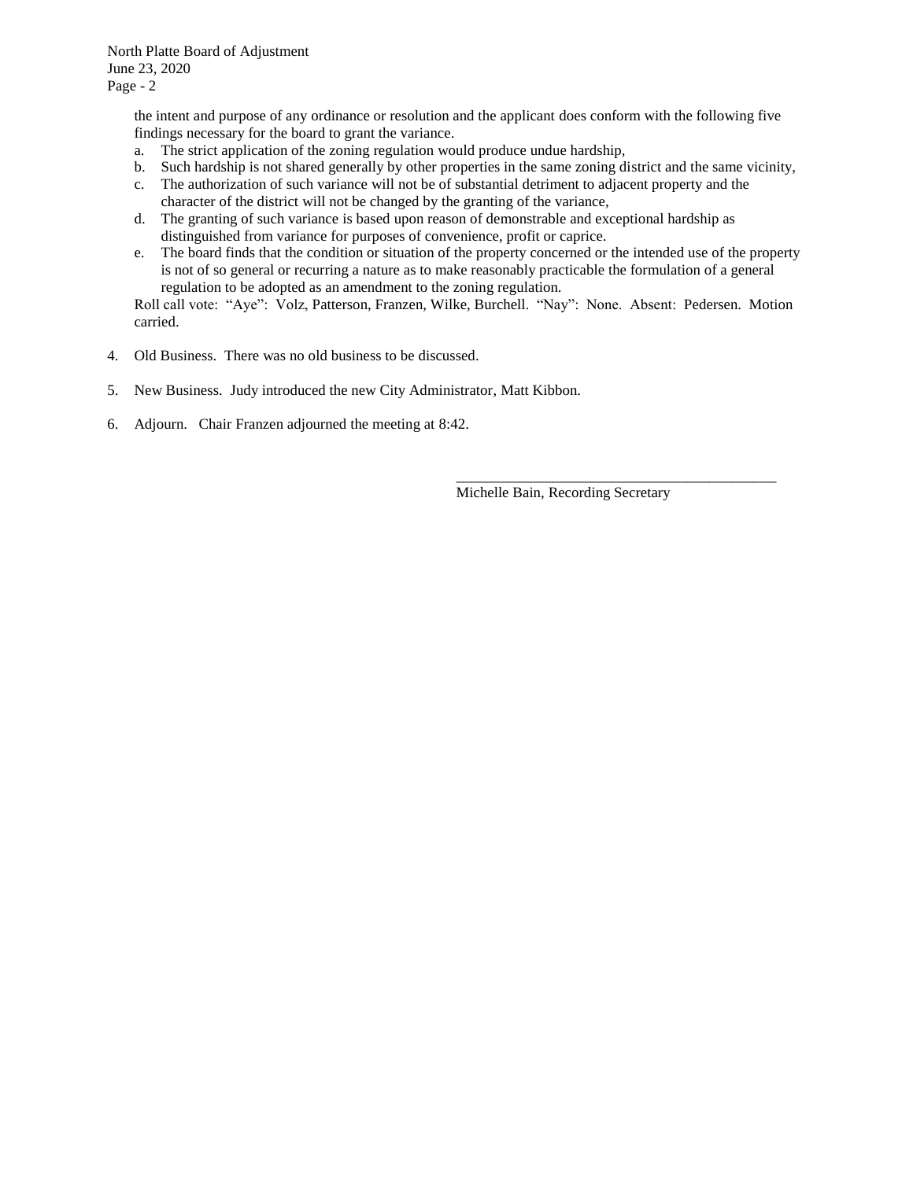the intent and purpose of any ordinance or resolution and the applicant does conform with the following five findings necessary for the board to grant the variance.

a. The strict application of the zoning regulation would produce undue hardship,
b. Such hardship is not shared generally by other properties in the same zoning district and the same vicinity,
c. The authorization of such variance will not be of substantial detriment to adjacent property and the character of the district will not be changed by the granting of the variance,
d. The granting of such variance is based upon reason of demonstrable and exceptional hardship as distinguished from variance for purposes of convenience, profit or caprice.
e. The board finds that the condition or situation of the property concerned or the intended use of the property is not of so general or recurring a nature as to make reasonably practicable the formulation of a general regulation to be adopted as an amendment to the zoning regulation.

Roll call vote: "Aye": Volz, Patterson, Franzen, Wilke, Burchell. "Nay": None. Absent: Pedersen. Motion carried.

4. Old Business. There was no old business to be discussed.

5. New Business. Judy introduced the new City Administrator, Matt Kibbon.

6. Adjourn. Chair Franzen adjourned the meeting at 8:42.

\_\_\_\_\_\_\_\_\_\_\_\_\_\_\_\_\_\_\_\_\_\_\_\_\_\_\_\_\_\_\_\_\_\_\_\_\_\_\_\_\_\_\_\_

Michelle Bain, Recording Secretary